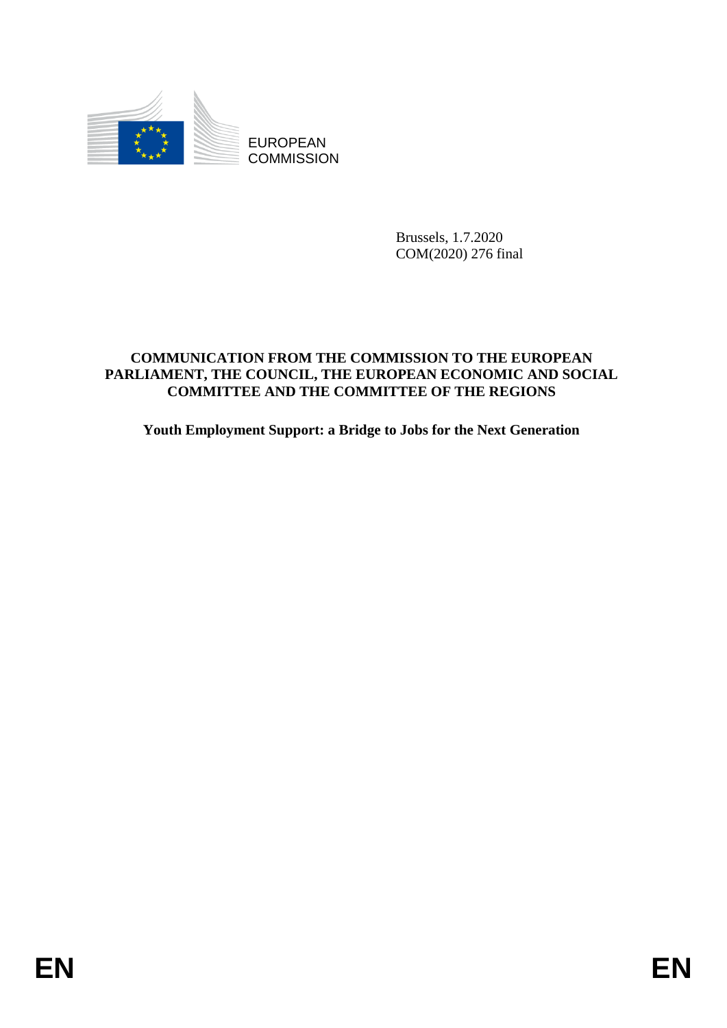EUROPEAN
COMMISSION

Brussels, 1.7.2020
COM(2020) 276 final

**COMMUNICATION FROM THE COMMISSION TO THE EUROPEAN PARLIAMENT, THE COUNCIL, THE EUROPEAN ECONOMIC AND SOCIAL COMMITTEE AND THE COMMITTEE OF THE REGIONS**

**Youth Employment Support: a Bridge to Jobs for the Next Generation**

EN EN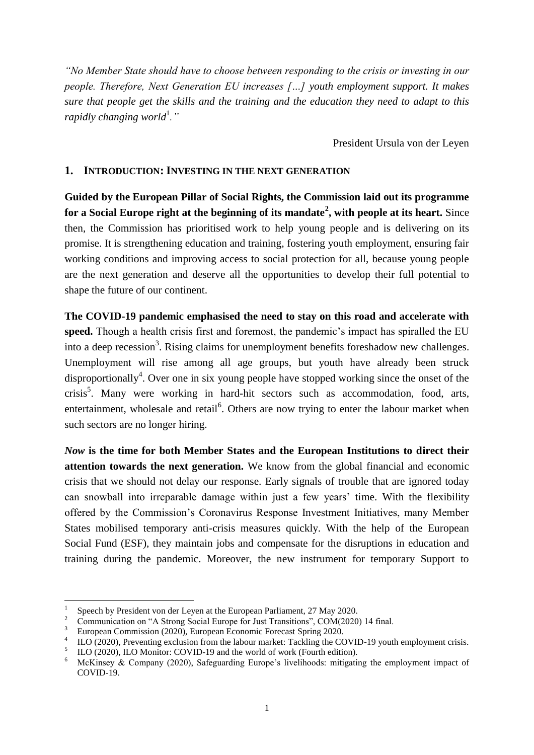*"No Member State should have to choose between responding to the crisis or investing in our people. Therefore, Next Generation EU increases […] youth employment support. It makes sure that people get the skills and the training and the education they need to adapt to this rapidly changing world*[1]*."*

President Ursula von der Leyen

## 1. INTRODUCTION: INVESTING IN THE NEXT GENERATION

**Guided by the European Pillar of Social Rights, the Commission laid out its programme for a Social Europe right at the beginning of its mandate[2], with people at its heart.** Since then, the Commission has prioritised work to help young people and is delivering on its promise. It is strengthening education and training, fostering youth employment, ensuring fair working conditions and improving access to social protection for all, because young people are the next generation and deserve all the opportunities to develop their full potential to shape the future of our continent.

**The COVID-19 pandemic emphasised the need to stay on this road and accelerate with speed.** Though a health crisis first and foremost, the pandemic's impact has spiralled the EU into a deep recession[3]. Rising claims for unemployment benefits foreshadow new challenges. Unemployment will rise among all age groups, but youth have already been struck disproportionally[4]. Over one in six young people have stopped working since the onset of the crisis[5]. Many were working in hard-hit sectors such as accommodation, food, arts, entertainment, wholesale and retail[6]. Others are now trying to enter the labour market when such sectors are no longer hiring.

***Now* is the time for both Member States and the European Institutions to direct their attention towards the next generation.** We know from the global financial and economic crisis that we should not delay our response. Early signals of trouble that are ignored today can snowball into irreparable damage within just a few years' time. With the flexibility offered by the Commission's Coronavirus Response Investment Initiatives, many Member States mobilised temporary anti-crisis measures quickly. With the help of the European Social Fund (ESF), they maintain jobs and compensate for the disruptions in education and training during the pandemic. Moreover, the new instrument for temporary Support to

---

[1] Speech by President von der Leyen at the European Parliament, 27 May 2020.

[2] Communication on "A Strong Social Europe for Just Transitions", COM(2020) 14 final.

[3] European Commission (2020), European Economic Forecast Spring 2020.

[4] ILO (2020), Preventing exclusion from the labour market: Tackling the COVID-19 youth employment crisis.

[5] ILO (2020), ILO Monitor: COVID-19 and the world of work (Fourth edition).

[6] McKinsey & Company (2020), Safeguarding Europe's livelihoods: mitigating the employment impact of COVID-19.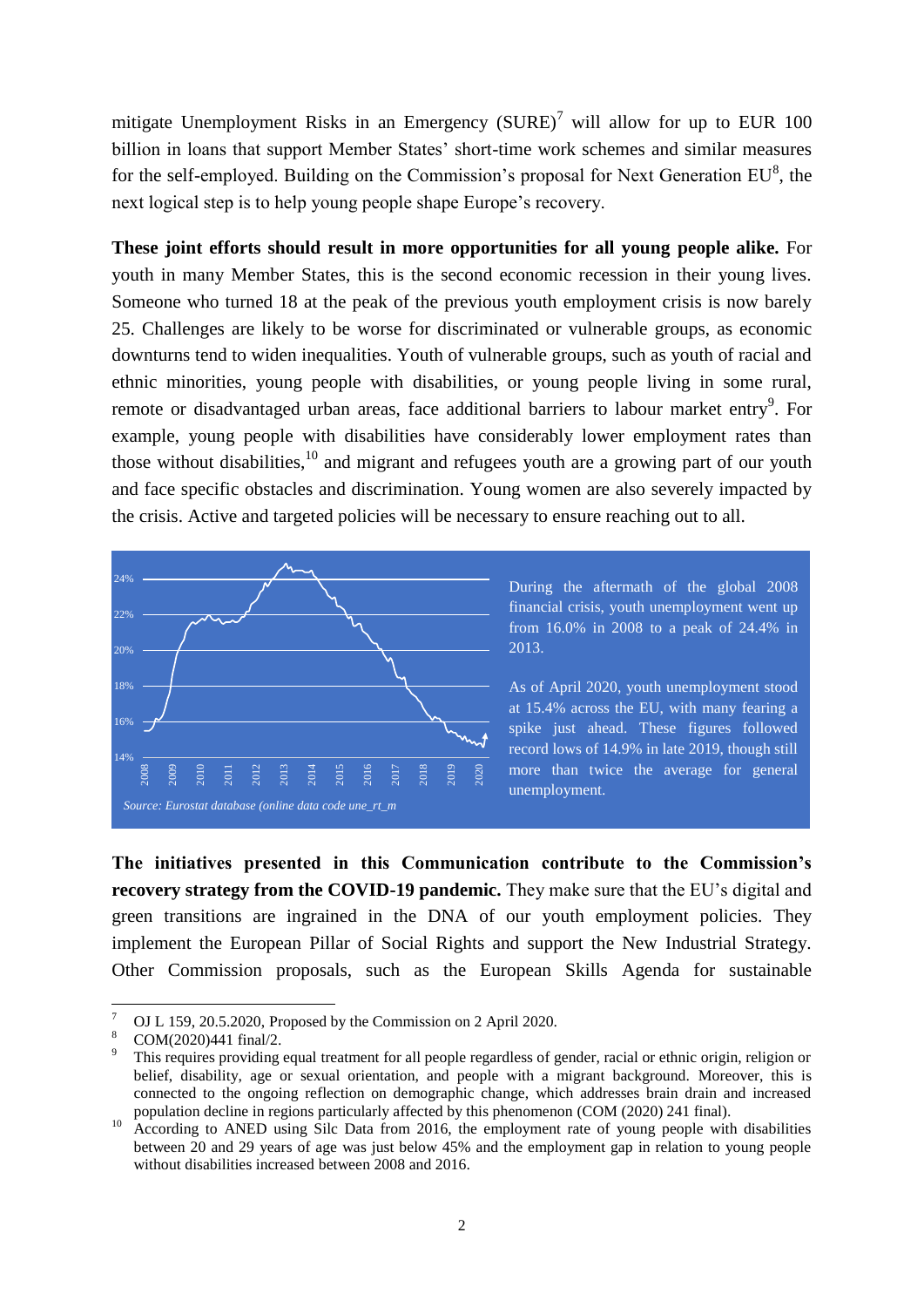mitigate Unemployment Risks in an Emergency (SURE)[7] will allow for up to EUR 100 billion in loans that support Member States' short-time work schemes and similar measures for the self-employed. Building on the Commission's proposal for Next Generation EU[8], the next logical step is to help young people shape Europe's recovery.

**These joint efforts should result in more opportunities for all young people alike.** For youth in many Member States, this is the second economic recession in their young lives. Someone who turned 18 at the peak of the previous youth employment crisis is now barely 25. Challenges are likely to be worse for discriminated or vulnerable groups, as economic downturns tend to widen inequalities. Youth of vulnerable groups, such as youth of racial and ethnic minorities, young people with disabilities, or young people living in some rural, remote or disadvantaged urban areas, face additional barriers to labour market entry[9]. For example, young people with disabilities have considerably lower employment rates than those without disabilities,[10] and migrant and refugees youth are a growing part of our youth and face specific obstacles and discrimination. Young women are also severely impacted by the crisis. Active and targeted policies will be necessary to ensure reaching out to all.

*Source: Eurostat database (online data code une_rt_m*

During the aftermath of the global 2008 financial crisis, youth unemployment went up from 16.0% in 2008 to a peak of 24.4% in 2013.

As of April 2020, youth unemployment stood at 15.4% across the EU, with many fearing a spike just ahead. These figures followed record lows of 14.9% in late 2019, though still more than twice the average for general unemployment.

**The initiatives presented in this Communication contribute to the Commission's recovery strategy from the COVID-19 pandemic.** They make sure that the EU's digital and green transitions are ingrained in the DNA of our youth employment policies. They implement the European Pillar of Social Rights and support the New Industrial Strategy. Other Commission proposals, such as the European Skills Agenda for sustainable

---

[7] OJ L 159, 20.5.2020, Proposed by the Commission on 2 April 2020.

[8] COM(2020)441 final/2.

[9] This requires providing equal treatment for all people regardless of gender, racial or ethnic origin, religion or belief, disability, age or sexual orientation, and people with a migrant background. Moreover, this is connected to the ongoing reflection on demographic change, which addresses brain drain and increased population decline in regions particularly affected by this phenomenon (COM (2020) 241 final).

[10] According to ANED using Silc Data from 2016, the employment rate of young people with disabilities between 20 and 29 years of age was just below 45% and the employment gap in relation to young people without disabilities increased between 2008 and 2016.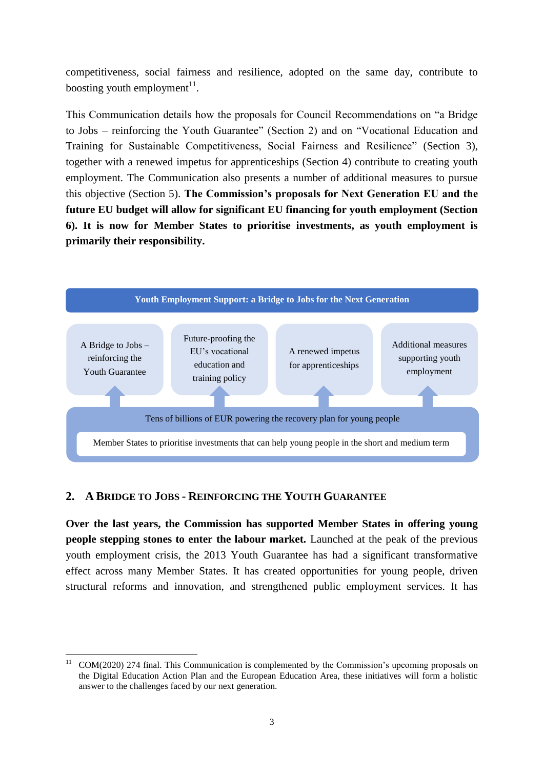competitiveness, social fairness and resilience, adopted on the same day, contribute to boosting youth employment[11].

This Communication details how the proposals for Council Recommendations on "a Bridge to Jobs – reinforcing the Youth Guarantee" (Section 2) and on "Vocational Education and Training for Sustainable Competitiveness, Social Fairness and Resilience" (Section 3), together with a renewed impetus for apprenticeships (Section 4) contribute to creating youth employment. The Communication also presents a number of additional measures to pursue this objective (Section 5). **The Commission's proposals for Next Generation EU and the future EU budget will allow for significant EU financing for youth employment (Section 6). It is now for Member States to prioritise investments, as youth employment is primarily their responsibility.**

**Youth Employment Support: a Bridge to Jobs for the Next Generation**

| A Bridge to Jobs – reinforcing the Youth Guarantee | Future-proofing the EU's vocational education and training policy | A renewed impetus for apprenticeships | Additional measures supporting youth employment |
|---|---|---|---|

Tens of billions of EUR powering the recovery plan for young people

Member States to prioritise investments that can help young people in the short and medium term

## 2. A Bridge to Jobs - Reinforcing the Youth Guarantee

**Over the last years, the Commission has supported Member States in offering young people stepping stones to enter the labour market.** Launched at the peak of the previous youth employment crisis, the 2013 Youth Guarantee has had a significant transformative effect across many Member States. It has created opportunities for young people, driven structural reforms and innovation, and strengthened public employment services. It has

---

[11] COM(2020) 274 final. This Communication is complemented by the Commission's upcoming proposals on the Digital Education Action Plan and the European Education Area, these initiatives will form a holistic answer to the challenges faced by our next generation.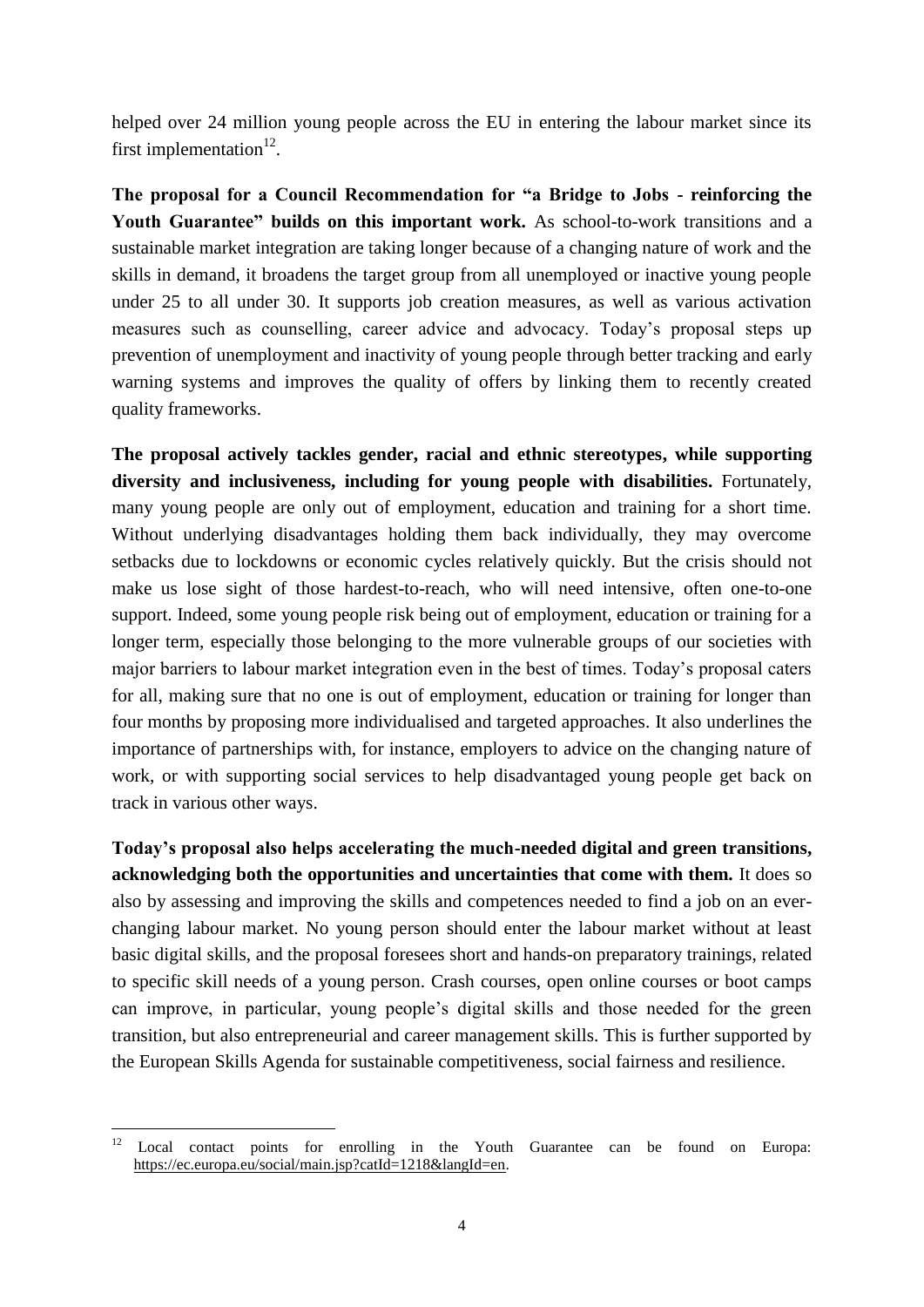helped over 24 million young people across the EU in entering the labour market since its first implementation[12].

**The proposal for a Council Recommendation for "a Bridge to Jobs - reinforcing the Youth Guarantee" builds on this important work.** As school-to-work transitions and a sustainable market integration are taking longer because of a changing nature of work and the skills in demand, it broadens the target group from all unemployed or inactive young people under 25 to all under 30. It supports job creation measures, as well as various activation measures such as counselling, career advice and advocacy. Today's proposal steps up prevention of unemployment and inactivity of young people through better tracking and early warning systems and improves the quality of offers by linking them to recently created quality frameworks.

**The proposal actively tackles gender, racial and ethnic stereotypes, while supporting diversity and inclusiveness, including for young people with disabilities.** Fortunately, many young people are only out of employment, education and training for a short time. Without underlying disadvantages holding them back individually, they may overcome setbacks due to lockdowns or economic cycles relatively quickly. But the crisis should not make us lose sight of those hardest-to-reach, who will need intensive, often one-to-one support. Indeed, some young people risk being out of employment, education or training for a longer term, especially those belonging to the more vulnerable groups of our societies with major barriers to labour market integration even in the best of times. Today's proposal caters for all, making sure that no one is out of employment, education or training for longer than four months by proposing more individualised and targeted approaches. It also underlines the importance of partnerships with, for instance, employers to advice on the changing nature of work, or with supporting social services to help disadvantaged young people get back on track in various other ways.

**Today's proposal also helps accelerating the much-needed digital and green transitions, acknowledging both the opportunities and uncertainties that come with them.** It does so also by assessing and improving the skills and competences needed to find a job on an ever-changing labour market. No young person should enter the labour market without at least basic digital skills, and the proposal foresees short and hands-on preparatory trainings, related to specific skill needs of a young person. Crash courses, open online courses or boot camps can improve, in particular, young people's digital skills and those needed for the green transition, but also entrepreneurial and career management skills. This is further supported by the European Skills Agenda for sustainable competitiveness, social fairness and resilience.

---

[12] Local contact points for enrolling in the Youth Guarantee can be found on Europa: https://ec.europa.eu/social/main.jsp?catId=1218&langId=en.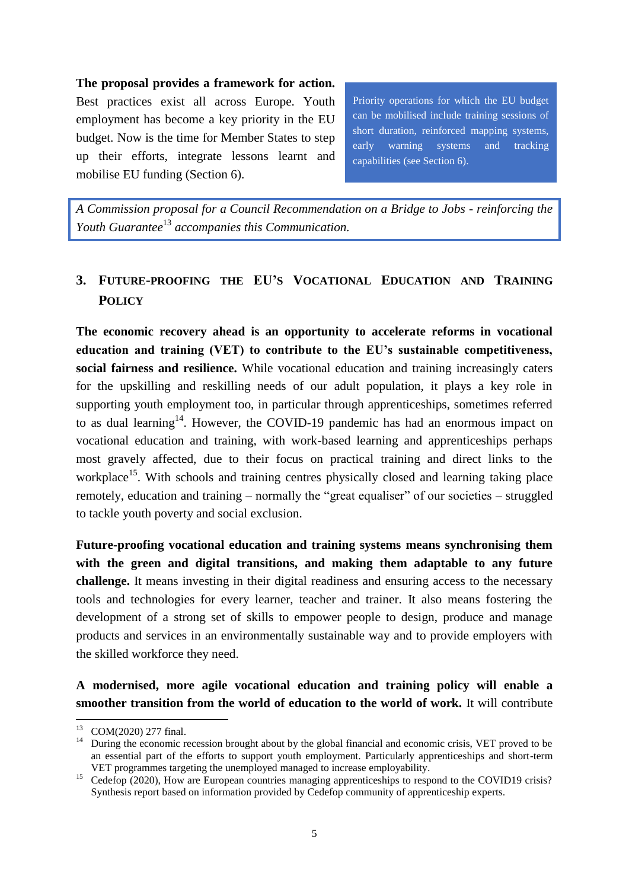**The proposal provides a framework for action.** Best practices exist all across Europe. Youth employment has become a key priority in the EU budget. Now is the time for Member States to step up their efforts, integrate lessons learnt and mobilise EU funding (Section 6).

> Priority operations for which the EU budget can be mobilised include training sessions of short duration, reinforced mapping systems, early warning systems and tracking capabilities (see Section 6).

> *A Commission proposal for a Council Recommendation on a Bridge to Jobs - reinforcing the Youth Guarantee*[13] *accompanies this Communication.*

## 3. FUTURE-PROOFING THE EU'S VOCATIONAL EDUCATION AND TRAINING POLICY

**The economic recovery ahead is an opportunity to accelerate reforms in vocational education and training (VET) to contribute to the EU's sustainable competitiveness, social fairness and resilience.** While vocational education and training increasingly caters for the upskilling and reskilling needs of our adult population, it plays a key role in supporting youth employment too, in particular through apprenticeships, sometimes referred to as dual learning[14]. However, the COVID-19 pandemic has had an enormous impact on vocational education and training, with work-based learning and apprenticeships perhaps most gravely affected, due to their focus on practical training and direct links to the workplace[15]. With schools and training centres physically closed and learning taking place remotely, education and training – normally the "great equaliser" of our societies – struggled to tackle youth poverty and social exclusion.

**Future-proofing vocational education and training systems means synchronising them with the green and digital transitions, and making them adaptable to any future challenge.** It means investing in their digital readiness and ensuring access to the necessary tools and technologies for every learner, teacher and trainer. It also means fostering the development of a strong set of skills to empower people to design, produce and manage products and services in an environmentally sustainable way and to provide employers with the skilled workforce they need.

**A modernised, more agile vocational education and training policy will enable a smoother transition from the world of education to the world of work.** It will contribute

---

[13] COM(2020) 277 final.

[14] During the economic recession brought about by the global financial and economic crisis, VET proved to be an essential part of the efforts to support youth employment. Particularly apprenticeships and short-term VET programmes targeting the unemployed managed to increase employability.

[15] Cedefop (2020), How are European countries managing apprenticeships to respond to the COVID19 crisis? Synthesis report based on information provided by Cedefop community of apprenticeship experts.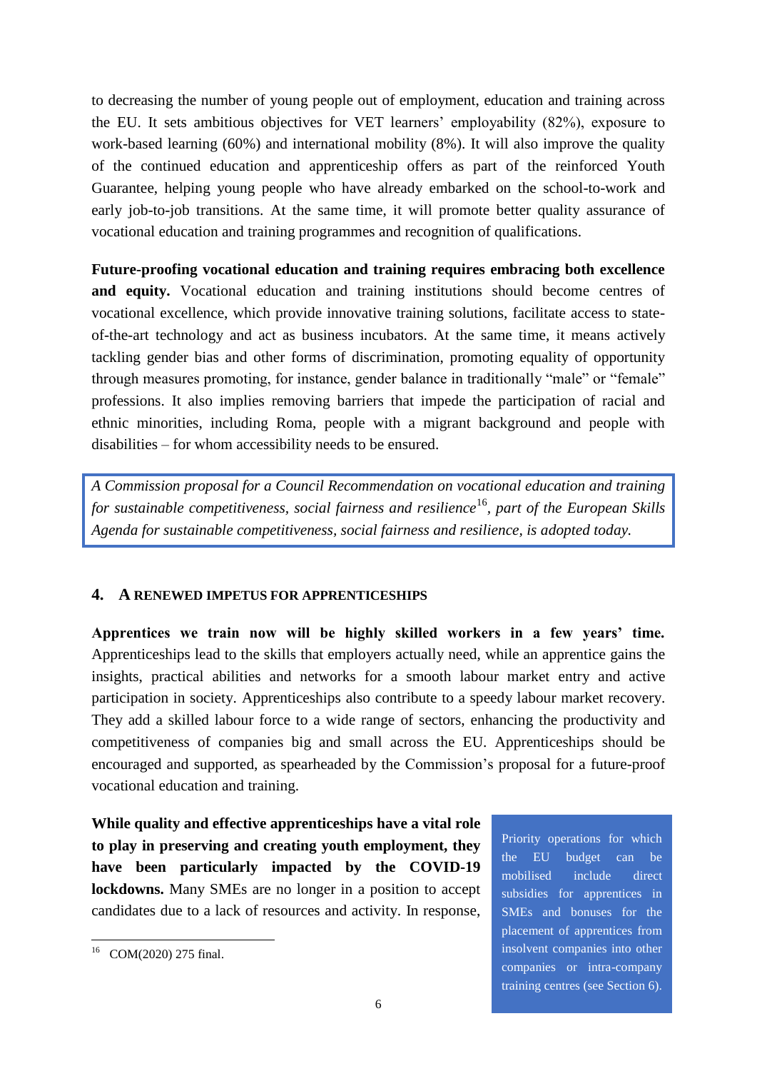to decreasing the number of young people out of employment, education and training across the EU. It sets ambitious objectives for VET learners' employability (82%), exposure to work-based learning (60%) and international mobility (8%). It will also improve the quality of the continued education and apprenticeship offers as part of the reinforced Youth Guarantee, helping young people who have already embarked on the school-to-work and early job-to-job transitions. At the same time, it will promote better quality assurance of vocational education and training programmes and recognition of qualifications.

**Future-proofing vocational education and training requires embracing both excellence and equity.** Vocational education and training institutions should become centres of vocational excellence, which provide innovative training solutions, facilitate access to state-of-the-art technology and act as business incubators. At the same time, it means actively tackling gender bias and other forms of discrimination, promoting equality of opportunity through measures promoting, for instance, gender balance in traditionally "male" or "female" professions. It also implies removing barriers that impede the participation of racial and ethnic minorities, including Roma, people with a migrant background and people with disabilities – for whom accessibility needs to be ensured.

> *A Commission proposal for a Council Recommendation on vocational education and training for sustainable competitiveness, social fairness and resilience*[16]*, part of the European Skills Agenda for sustainable competitiveness, social fairness and resilience, is adopted today.*

## 4. A RENEWED IMPETUS FOR APPRENTICESHIPS

**Apprentices we train now will be highly skilled workers in a few years' time.** Apprenticeships lead to the skills that employers actually need, while an apprentice gains the insights, practical abilities and networks for a smooth labour market entry and active participation in society. Apprenticeships also contribute to a speedy labour market recovery. They add a skilled labour force to a wide range of sectors, enhancing the productivity and competitiveness of companies big and small across the EU. Apprenticeships should be encouraged and supported, as spearheaded by the Commission's proposal for a future-proof vocational education and training.

**While quality and effective apprenticeships have a vital role to play in preserving and creating youth employment, they have been particularly impacted by the COVID-19 lockdowns.** Many SMEs are no longer in a position to accept candidates due to a lack of resources and activity. In response,

> Priority operations for which the EU budget can be mobilised include direct subsidies for apprentices in SMEs and bonuses for the placement of apprentices from insolvent companies into other companies or intra-company training centres (see Section 6).

[16] COM(2020) 275 final.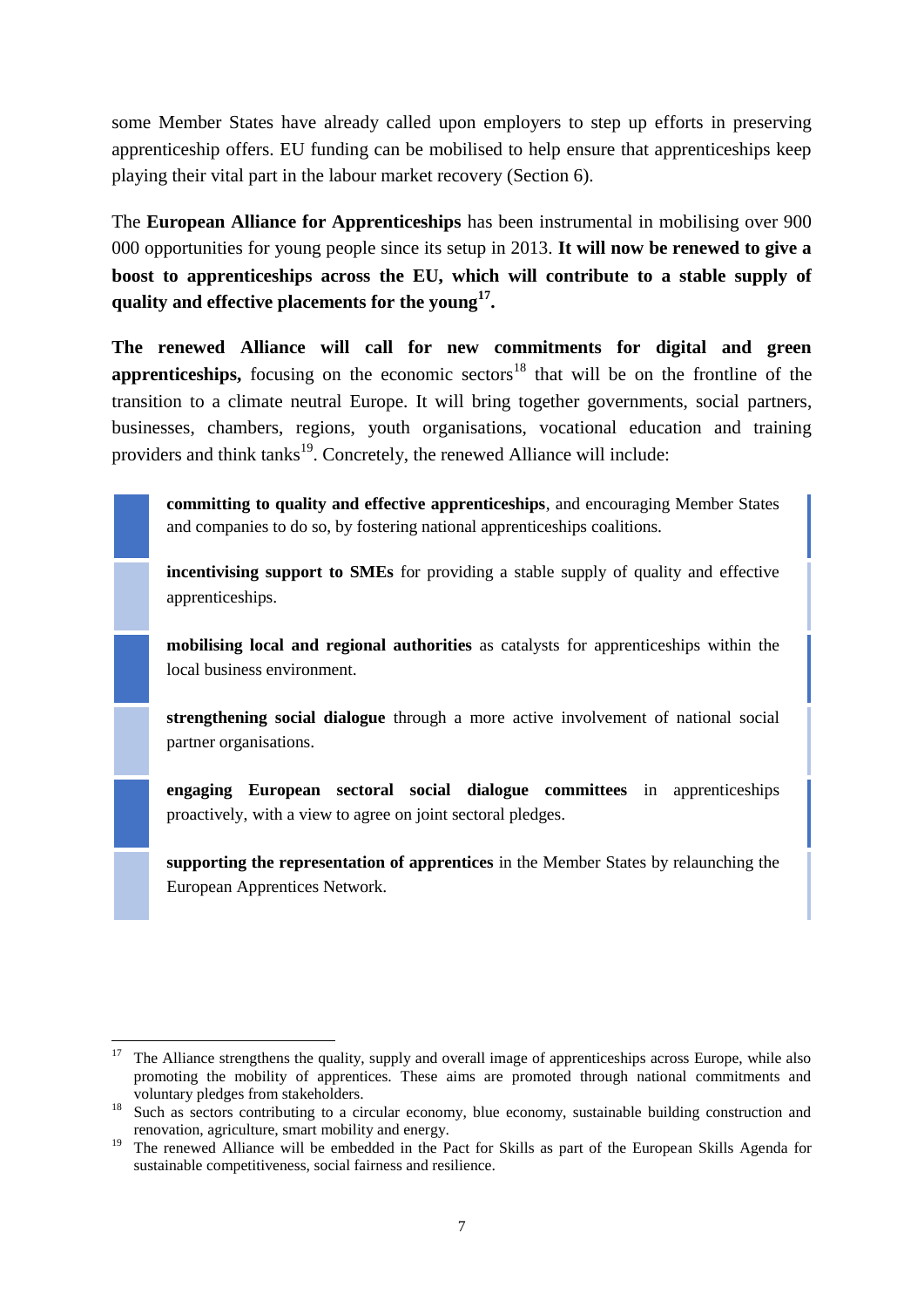some Member States have already called upon employers to step up efforts in preserving apprenticeship offers. EU funding can be mobilised to help ensure that apprenticeships keep playing their vital part in the labour market recovery (Section 6).

The **European Alliance for Apprenticeships** has been instrumental in mobilising over 900 000 opportunities for young people since its setup in 2013. **It will now be renewed to give a boost to apprenticeships across the EU, which will contribute to a stable supply of quality and effective placements for the young[17].**

**The renewed Alliance will call for new commitments for digital and green apprenticeships,** focusing on the economic sectors[18] that will be on the frontline of the transition to a climate neutral Europe. It will bring together governments, social partners, businesses, chambers, regions, youth organisations, vocational education and training providers and think tanks[19]. Concretely, the renewed Alliance will include:

- **committing to quality and effective apprenticeships**, and encouraging Member States and companies to do so, by fostering national apprenticeships coalitions.
- **incentivising support to SMEs** for providing a stable supply of quality and effective apprenticeships.
- **mobilising local and regional authorities** as catalysts for apprenticeships within the local business environment.
- **strengthening social dialogue** through a more active involvement of national social partner organisations.
- **engaging European sectoral social dialogue committees** in apprenticeships proactively, with a view to agree on joint sectoral pledges.
- **supporting the representation of apprentices** in the Member States by relaunching the European Apprentices Network.

---

[17] The Alliance strengthens the quality, supply and overall image of apprenticeships across Europe, while also promoting the mobility of apprentices. These aims are promoted through national commitments and voluntary pledges from stakeholders.

[18] Such as sectors contributing to a circular economy, blue economy, sustainable building construction and renovation, agriculture, smart mobility and energy.

[19] The renewed Alliance will be embedded in the Pact for Skills as part of the European Skills Agenda for sustainable competitiveness, social fairness and resilience.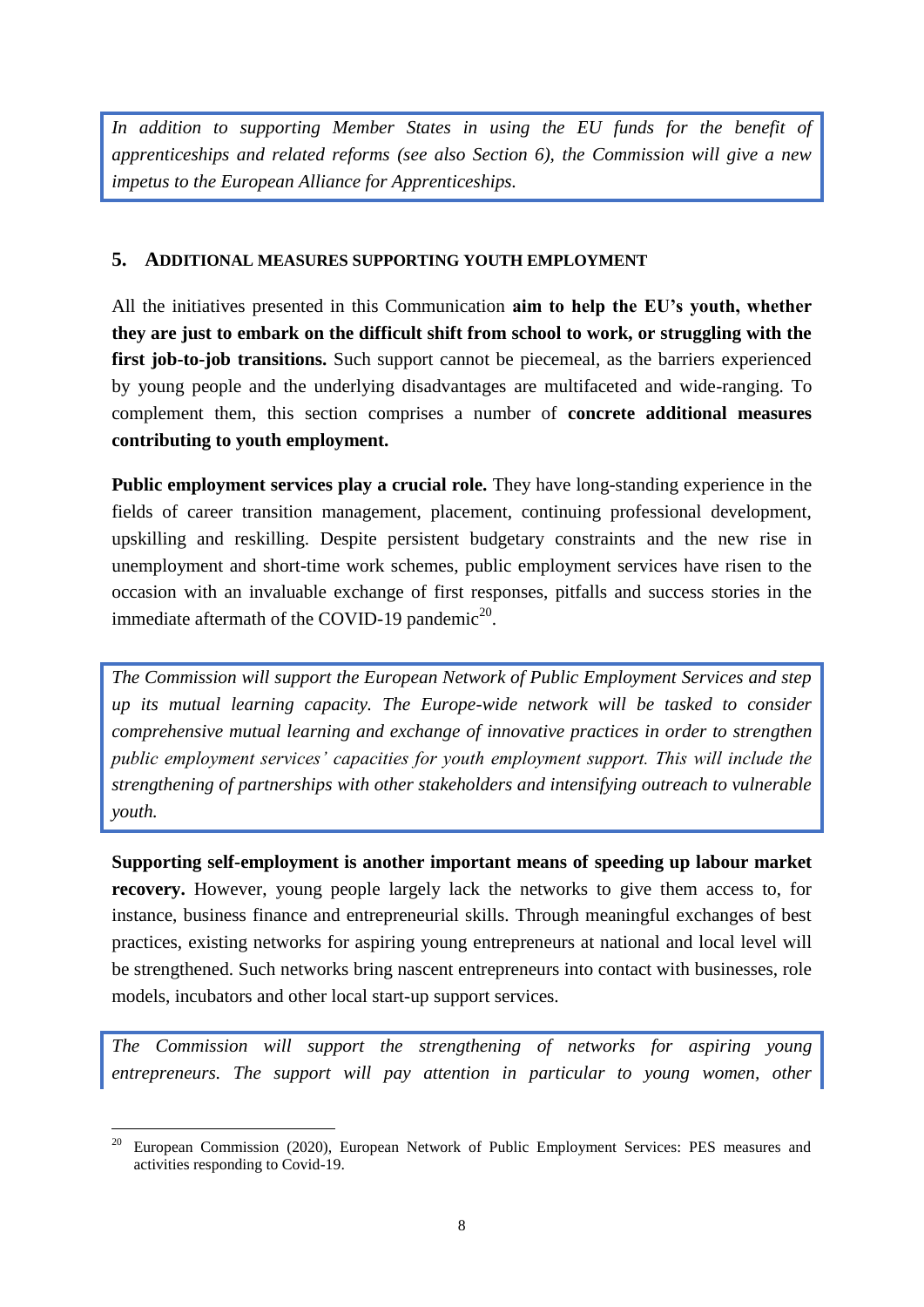*In addition to supporting Member States in using the EU funds for the benefit of apprenticeships and related reforms (see also Section 6), the Commission will give a new impetus to the European Alliance for Apprenticeships.*

## 5. ADDITIONAL MEASURES SUPPORTING YOUTH EMPLOYMENT

All the initiatives presented in this Communication **aim to help the EU's youth, whether they are just to embark on the difficult shift from school to work, or struggling with the first job-to-job transitions.** Such support cannot be piecemeal, as the barriers experienced by young people and the underlying disadvantages are multifaceted and wide-ranging. To complement them, this section comprises a number of **concrete additional measures contributing to youth employment.**

**Public employment services play a crucial role.** They have long-standing experience in the fields of career transition management, placement, continuing professional development, upskilling and reskilling. Despite persistent budgetary constraints and the new rise in unemployment and short-time work schemes, public employment services have risen to the occasion with an invaluable exchange of first responses, pitfalls and success stories in the immediate aftermath of the COVID-19 pandemic[20].

*The Commission will support the European Network of Public Employment Services and step up its mutual learning capacity. The Europe-wide network will be tasked to consider comprehensive mutual learning and exchange of innovative practices in order to strengthen public employment services' capacities for youth employment support. This will include the strengthening of partnerships with other stakeholders and intensifying outreach to vulnerable youth.*

**Supporting self-employment is another important means of speeding up labour market recovery.** However, young people largely lack the networks to give them access to, for instance, business finance and entrepreneurial skills. Through meaningful exchanges of best practices, existing networks for aspiring young entrepreneurs at national and local level will be strengthened. Such networks bring nascent entrepreneurs into contact with businesses, role models, incubators and other local start-up support services.

*The Commission will support the strengthening of networks for aspiring young entrepreneurs. The support will pay attention in particular to young women, other*

[20] European Commission (2020), European Network of Public Employment Services: PES measures and activities responding to Covid-19.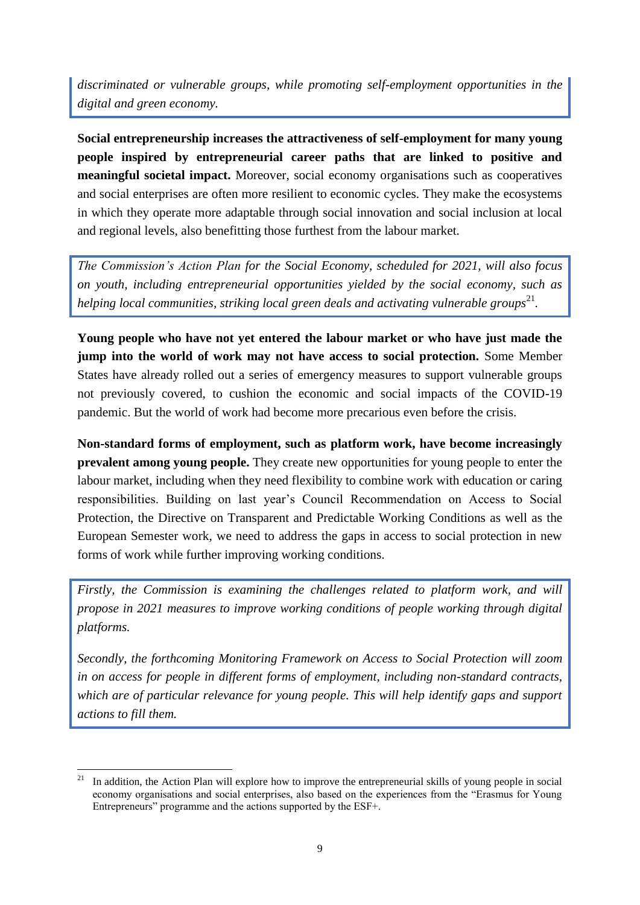*discriminated or vulnerable groups, while promoting self-employment opportunities in the digital and green economy.*

**Social entrepreneurship increases the attractiveness of self-employment for many young people inspired by entrepreneurial career paths that are linked to positive and meaningful societal impact.** Moreover, social economy organisations such as cooperatives and social enterprises are often more resilient to economic cycles. They make the ecosystems in which they operate more adaptable through social innovation and social inclusion at local and regional levels, also benefitting those furthest from the labour market.

*The Commission's Action Plan for the Social Economy, scheduled for 2021, will also focus on youth, including entrepreneurial opportunities yielded by the social economy, such as helping local communities, striking local green deals and activating vulnerable groups*[21].

**Young people who have not yet entered the labour market or who have just made the jump into the world of work may not have access to social protection.** Some Member States have already rolled out a series of emergency measures to support vulnerable groups not previously covered, to cushion the economic and social impacts of the COVID-19 pandemic. But the world of work had become more precarious even before the crisis.

**Non-standard forms of employment, such as platform work, have become increasingly prevalent among young people.** They create new opportunities for young people to enter the labour market, including when they need flexibility to combine work with education or caring responsibilities. Building on last year's Council Recommendation on Access to Social Protection, the Directive on Transparent and Predictable Working Conditions as well as the European Semester work, we need to address the gaps in access to social protection in new forms of work while further improving working conditions.

*Firstly, the Commission is examining the challenges related to platform work, and will propose in 2021 measures to improve working conditions of people working through digital platforms.*

*Secondly, the forthcoming Monitoring Framework on Access to Social Protection will zoom in on access for people in different forms of employment, including non-standard contracts, which are of particular relevance for young people. This will help identify gaps and support actions to fill them.*

---

[21] In addition, the Action Plan will explore how to improve the entrepreneurial skills of young people in social economy organisations and social enterprises, also based on the experiences from the "Erasmus for Young Entrepreneurs" programme and the actions supported by the ESF+.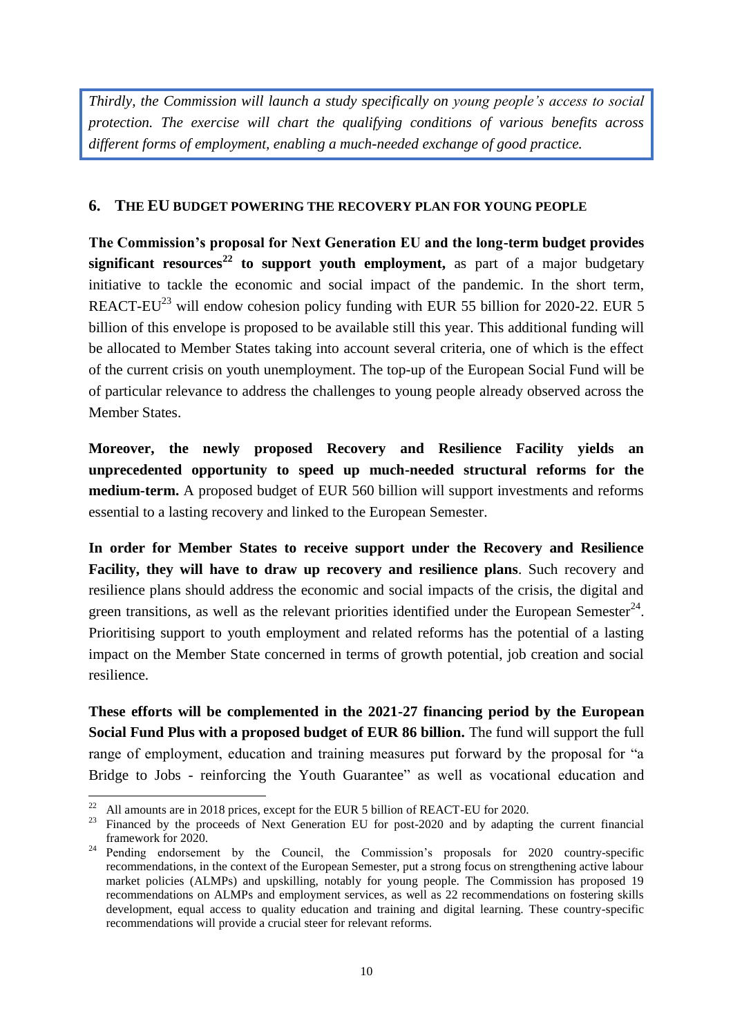*Thirdly, the Commission will launch a study specifically on young people's access to social protection. The exercise will chart the qualifying conditions of various benefits across different forms of employment, enabling a much-needed exchange of good practice.*

## 6. THE EU BUDGET POWERING THE RECOVERY PLAN FOR YOUNG PEOPLE

**The Commission's proposal for Next Generation EU and the long-term budget provides significant resources[22] to support youth employment,** as part of a major budgetary initiative to tackle the economic and social impact of the pandemic. In the short term, REACT-EU[23] will endow cohesion policy funding with EUR 55 billion for 2020-22. EUR 5 billion of this envelope is proposed to be available still this year. This additional funding will be allocated to Member States taking into account several criteria, one of which is the effect of the current crisis on youth unemployment. The top-up of the European Social Fund will be of particular relevance to address the challenges to young people already observed across the Member States.

**Moreover, the newly proposed Recovery and Resilience Facility yields an unprecedented opportunity to speed up much-needed structural reforms for the medium-term.** A proposed budget of EUR 560 billion will support investments and reforms essential to a lasting recovery and linked to the European Semester.

**In order for Member States to receive support under the Recovery and Resilience Facility, they will have to draw up recovery and resilience plans**. Such recovery and resilience plans should address the economic and social impacts of the crisis, the digital and green transitions, as well as the relevant priorities identified under the European Semester[24]. Prioritising support to youth employment and related reforms has the potential of a lasting impact on the Member State concerned in terms of growth potential, job creation and social resilience.

**These efforts will be complemented in the 2021-27 financing period by the European Social Fund Plus with a proposed budget of EUR 86 billion.** The fund will support the full range of employment, education and training measures put forward by the proposal for "a Bridge to Jobs - reinforcing the Youth Guarantee" as well as vocational education and

---

[22] All amounts are in 2018 prices, except for the EUR 5 billion of REACT-EU for 2020.

[23] Financed by the proceeds of Next Generation EU for post-2020 and by adapting the current financial framework for 2020.

[24] Pending endorsement by the Council, the Commission's proposals for 2020 country-specific recommendations, in the context of the European Semester, put a strong focus on strengthening active labour market policies (ALMPs) and upskilling, notably for young people. The Commission has proposed 19 recommendations on ALMPs and employment services, as well as 22 recommendations on fostering skills development, equal access to quality education and training and digital learning. These country-specific recommendations will provide a crucial steer for relevant reforms.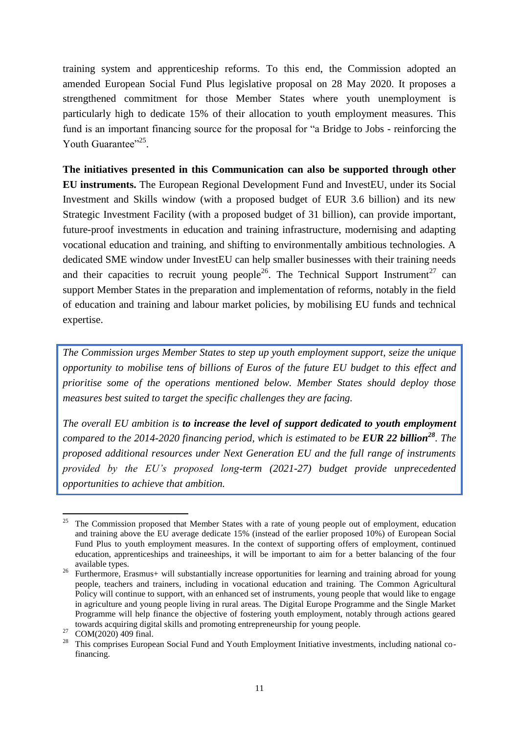training system and apprenticeship reforms. To this end, the Commission adopted an amended European Social Fund Plus legislative proposal on 28 May 2020. It proposes a strengthened commitment for those Member States where youth unemployment is particularly high to dedicate 15% of their allocation to youth employment measures. This fund is an important financing source for the proposal for "a Bridge to Jobs - reinforcing the Youth Guarantee"[25].

**The initiatives presented in this Communication can also be supported through other EU instruments.** The European Regional Development Fund and InvestEU, under its Social Investment and Skills window (with a proposed budget of EUR 3.6 billion) and its new Strategic Investment Facility (with a proposed budget of 31 billion), can provide important, future-proof investments in education and training infrastructure, modernising and adapting vocational education and training, and shifting to environmentally ambitious technologies. A dedicated SME window under InvestEU can help smaller businesses with their training needs and their capacities to recruit young people[26]. The Technical Support Instrument[27] can support Member States in the preparation and implementation of reforms, notably in the field of education and training and labour market policies, by mobilising EU funds and technical expertise.

> *The Commission urges Member States to step up youth employment support, seize the unique opportunity to mobilise tens of billions of Euros of the future EU budget to this effect and prioritise some of the operations mentioned below. Member States should deploy those measures best suited to target the specific challenges they are facing.*
>
> *The overall EU ambition is* ***to increase the level of support dedicated to youth employment*** *compared to the 2014-2020 financing period, which is estimated to be* ***EUR 22 billion***[28]*. The proposed additional resources under Next Generation EU and the full range of instruments provided by the EU's proposed long-term (2021-27) budget provide unprecedented opportunities to achieve that ambition.*

---

[25] The Commission proposed that Member States with a rate of young people out of employment, education and training above the EU average dedicate 15% (instead of the earlier proposed 10%) of European Social Fund Plus to youth employment measures. In the context of supporting offers of employment, continued education, apprenticeships and traineeships, it will be important to aim for a better balancing of the four available types.

[26] Furthermore, Erasmus+ will substantially increase opportunities for learning and training abroad for young people, teachers and trainers, including in vocational education and training. The Common Agricultural Policy will continue to support, with an enhanced set of instruments, young people that would like to engage in agriculture and young people living in rural areas. The Digital Europe Programme and the Single Market Programme will help finance the objective of fostering youth employment, notably through actions geared towards acquiring digital skills and promoting entrepreneurship for young people.

[27] COM(2020) 409 final.

[28] This comprises European Social Fund and Youth Employment Initiative investments, including national co-financing.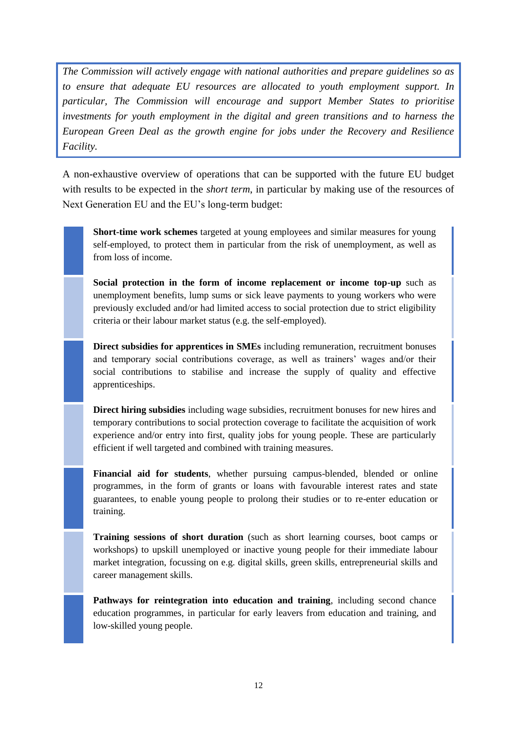*The Commission will actively engage with national authorities and prepare guidelines so as to ensure that adequate EU resources are allocated to youth employment support. In particular, The Commission will encourage and support Member States to prioritise investments for youth employment in the digital and green transitions and to harness the European Green Deal as the growth engine for jobs under the Recovery and Resilience Facility.*

A non-exhaustive overview of operations that can be supported with the future EU budget with results to be expected in the *short term*, in particular by making use of the resources of Next Generation EU and the EU's long-term budget:

**Short-time work schemes** targeted at young employees and similar measures for young self-employed, to protect them in particular from the risk of unemployment, as well as from loss of income.

**Social protection in the form of income replacement or income top-up** such as unemployment benefits, lump sums or sick leave payments to young workers who were previously excluded and/or had limited access to social protection due to strict eligibility criteria or their labour market status (e.g. the self-employed).

**Direct subsidies for apprentices in SMEs** including remuneration, recruitment bonuses and temporary social contributions coverage, as well as trainers' wages and/or their social contributions to stabilise and increase the supply of quality and effective apprenticeships.

**Direct hiring subsidies** including wage subsidies, recruitment bonuses for new hires and temporary contributions to social protection coverage to facilitate the acquisition of work experience and/or entry into first, quality jobs for young people. These are particularly efficient if well targeted and combined with training measures.

**Financial aid for students**, whether pursuing campus-blended, blended or online programmes, in the form of grants or loans with favourable interest rates and state guarantees, to enable young people to prolong their studies or to re-enter education or training.

**Training sessions of short duration** (such as short learning courses, boot camps or workshops) to upskill unemployed or inactive young people for their immediate labour market integration, focussing on e.g. digital skills, green skills, entrepreneurial skills and career management skills.

**Pathways for reintegration into education and training**, including second chance education programmes, in particular for early leavers from education and training, and low-skilled young people.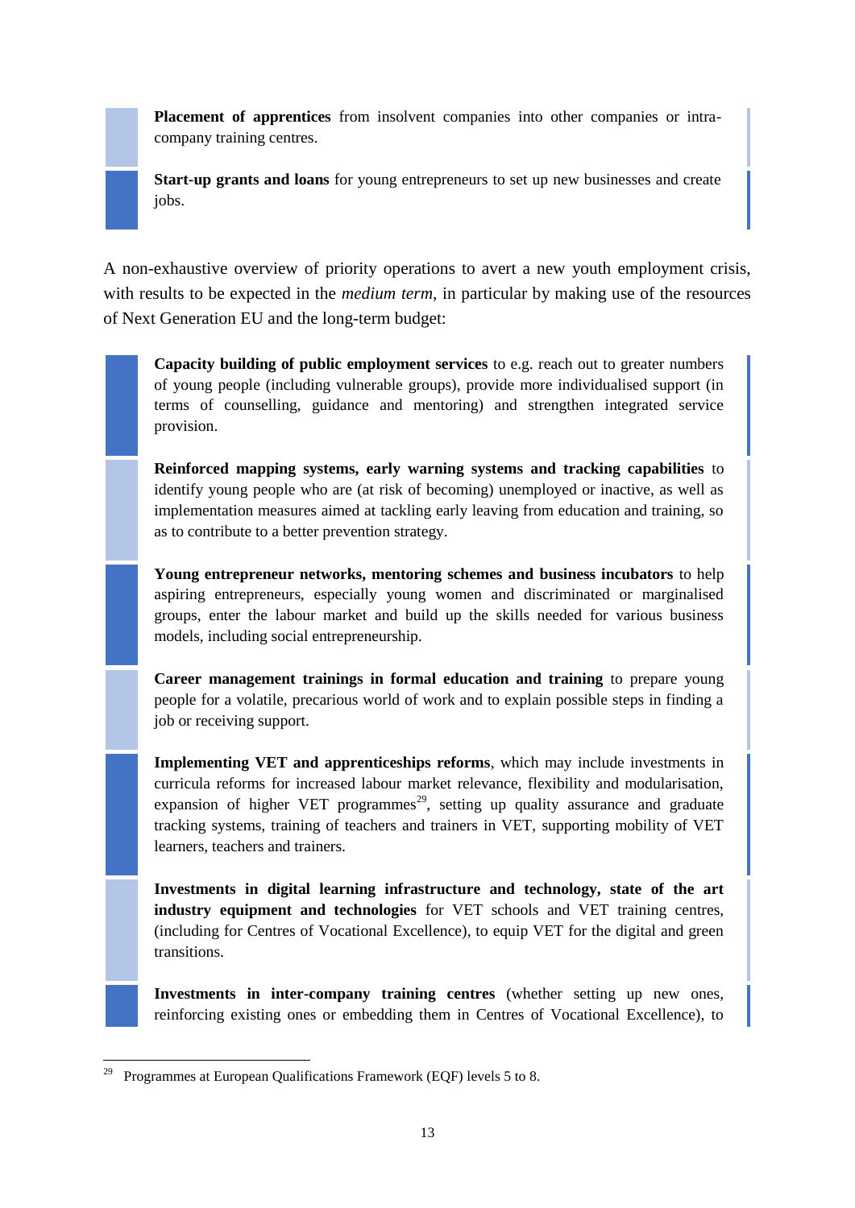**Placement of apprentices** from insolvent companies into other companies or intra-company training centres.

**Start-up grants and loans** for young entrepreneurs to set up new businesses and create jobs.

A non-exhaustive overview of priority operations to avert a new youth employment crisis, with results to be expected in the *medium term*, in particular by making use of the resources of Next Generation EU and the long-term budget:

**Capacity building of public employment services** to e.g. reach out to greater numbers of young people (including vulnerable groups), provide more individualised support (in terms of counselling, guidance and mentoring) and strengthen integrated service provision.

**Reinforced mapping systems, early warning systems and tracking capabilities** to identify young people who are (at risk of becoming) unemployed or inactive, as well as implementation measures aimed at tackling early leaving from education and training, so as to contribute to a better prevention strategy.

**Young entrepreneur networks, mentoring schemes and business incubators** to help aspiring entrepreneurs, especially young women and discriminated or marginalised groups, enter the labour market and build up the skills needed for various business models, including social entrepreneurship.

**Career management trainings in formal education and training** to prepare young people for a volatile, precarious world of work and to explain possible steps in finding a job or receiving support.

**Implementing VET and apprenticeships reforms**, which may include investments in curricula reforms for increased labour market relevance, flexibility and modularisation, expansion of higher VET programmes[29], setting up quality assurance and graduate tracking systems, training of teachers and trainers in VET, supporting mobility of VET learners, teachers and trainers.

**Investments in digital learning infrastructure and technology, state of the art industry equipment and technologies** for VET schools and VET training centres, (including for Centres of Vocational Excellence), to equip VET for the digital and green transitions.

**Investments in inter-company training centres** (whether setting up new ones, reinforcing existing ones or embedding them in Centres of Vocational Excellence), to

---

[29] Programmes at European Qualifications Framework (EQF) levels 5 to 8.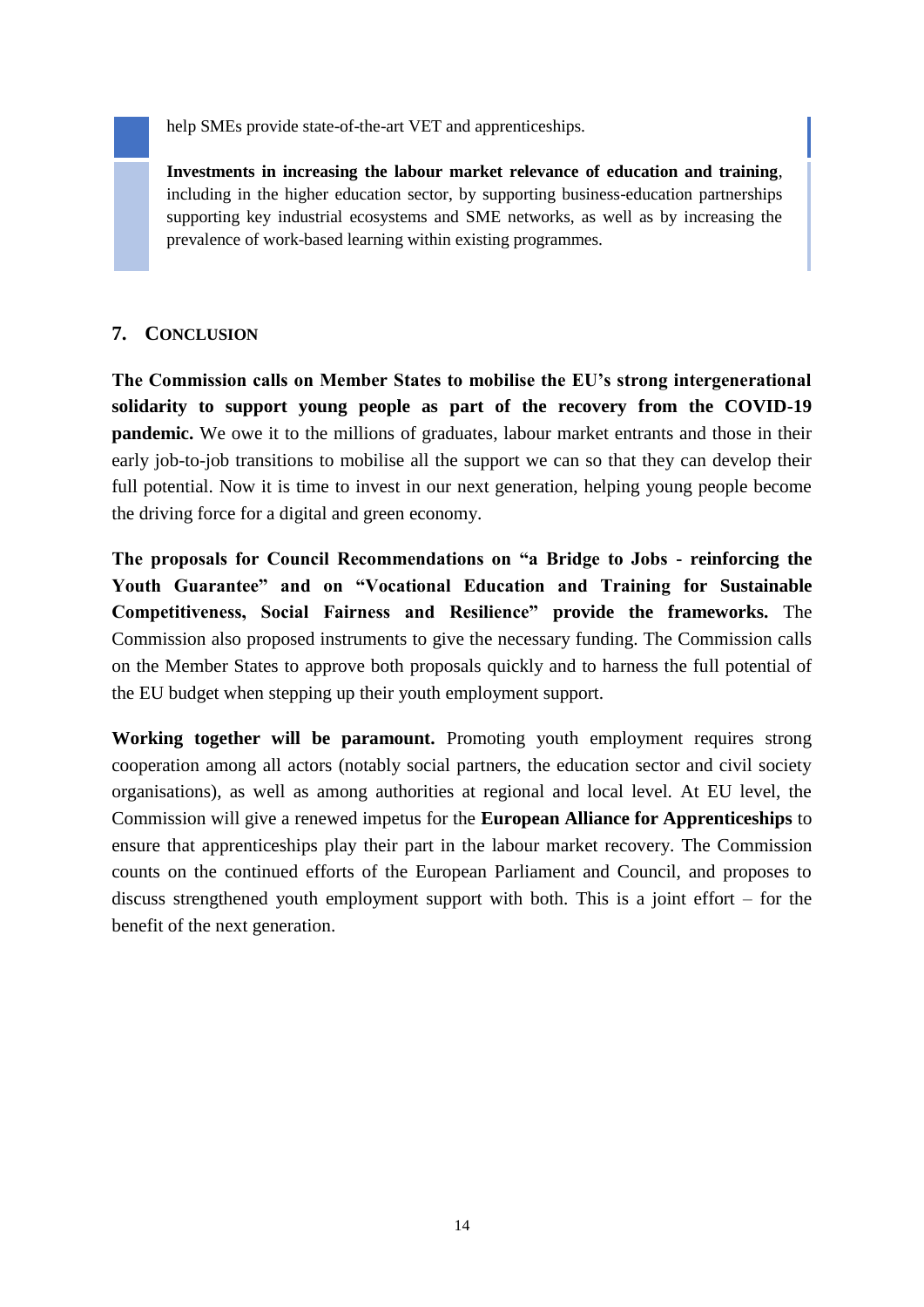help SMEs provide state-of-the-art VET and apprenticeships.

**Investments in increasing the labour market relevance of education and training**, including in the higher education sector, by supporting business-education partnerships supporting key industrial ecosystems and SME networks, as well as by increasing the prevalence of work-based learning within existing programmes.

## 7. CONCLUSION

**The Commission calls on Member States to mobilise the EU's strong intergenerational solidarity to support young people as part of the recovery from the COVID-19 pandemic.** We owe it to the millions of graduates, labour market entrants and those in their early job-to-job transitions to mobilise all the support we can so that they can develop their full potential. Now it is time to invest in our next generation, helping young people become the driving force for a digital and green economy.

**The proposals for Council Recommendations on "a Bridge to Jobs - reinforcing the Youth Guarantee" and on "Vocational Education and Training for Sustainable Competitiveness, Social Fairness and Resilience" provide the frameworks.** The Commission also proposed instruments to give the necessary funding. The Commission calls on the Member States to approve both proposals quickly and to harness the full potential of the EU budget when stepping up their youth employment support.

**Working together will be paramount.** Promoting youth employment requires strong cooperation among all actors (notably social partners, the education sector and civil society organisations), as well as among authorities at regional and local level. At EU level, the Commission will give a renewed impetus for the **European Alliance for Apprenticeships** to ensure that apprenticeships play their part in the labour market recovery. The Commission counts on the continued efforts of the European Parliament and Council, and proposes to discuss strengthened youth employment support with both. This is a joint effort – for the benefit of the next generation.